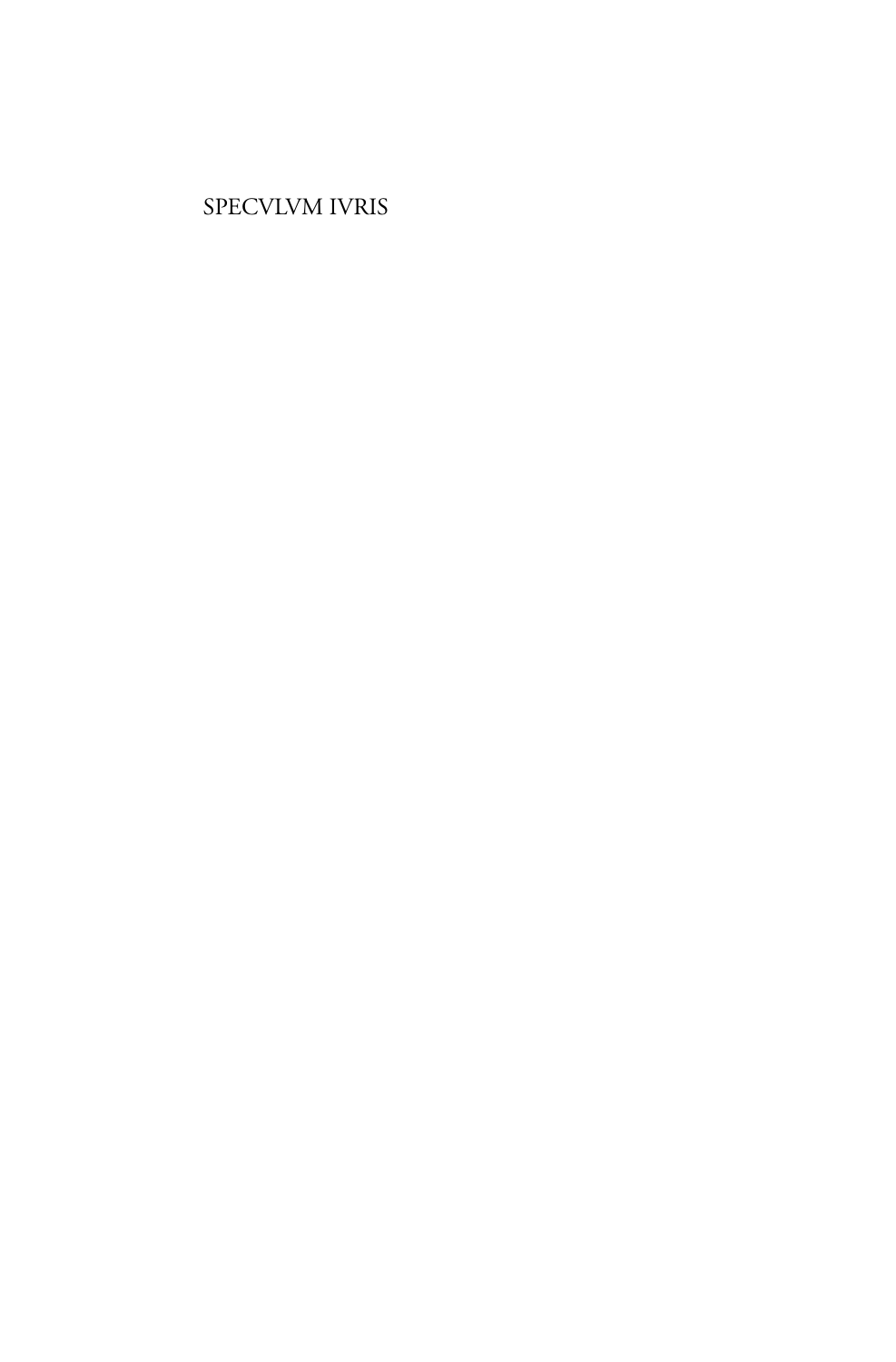SPECVLVM IVRIS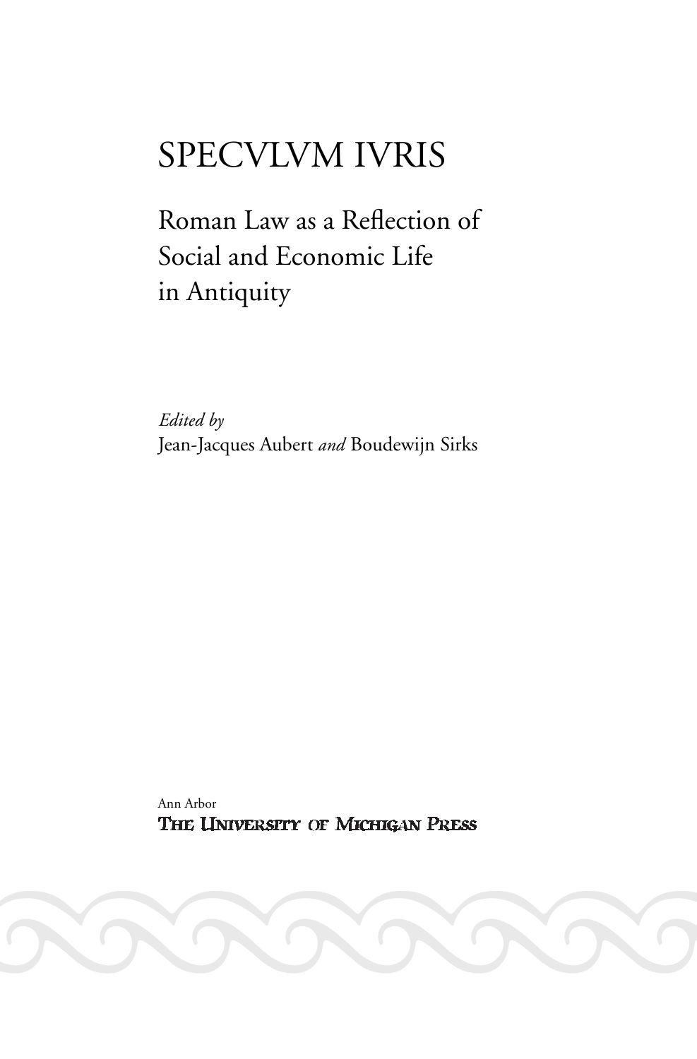# SPECVLVM IVRIS

## Roman Law as a Reflection of Social and Economic Life in Antiquity

*Edited by*
Jean-Jacques Aubert *and* Boudewijn Sirks

Ann Arbor
THE UNIVERSITY OF MICHIGAN PRESS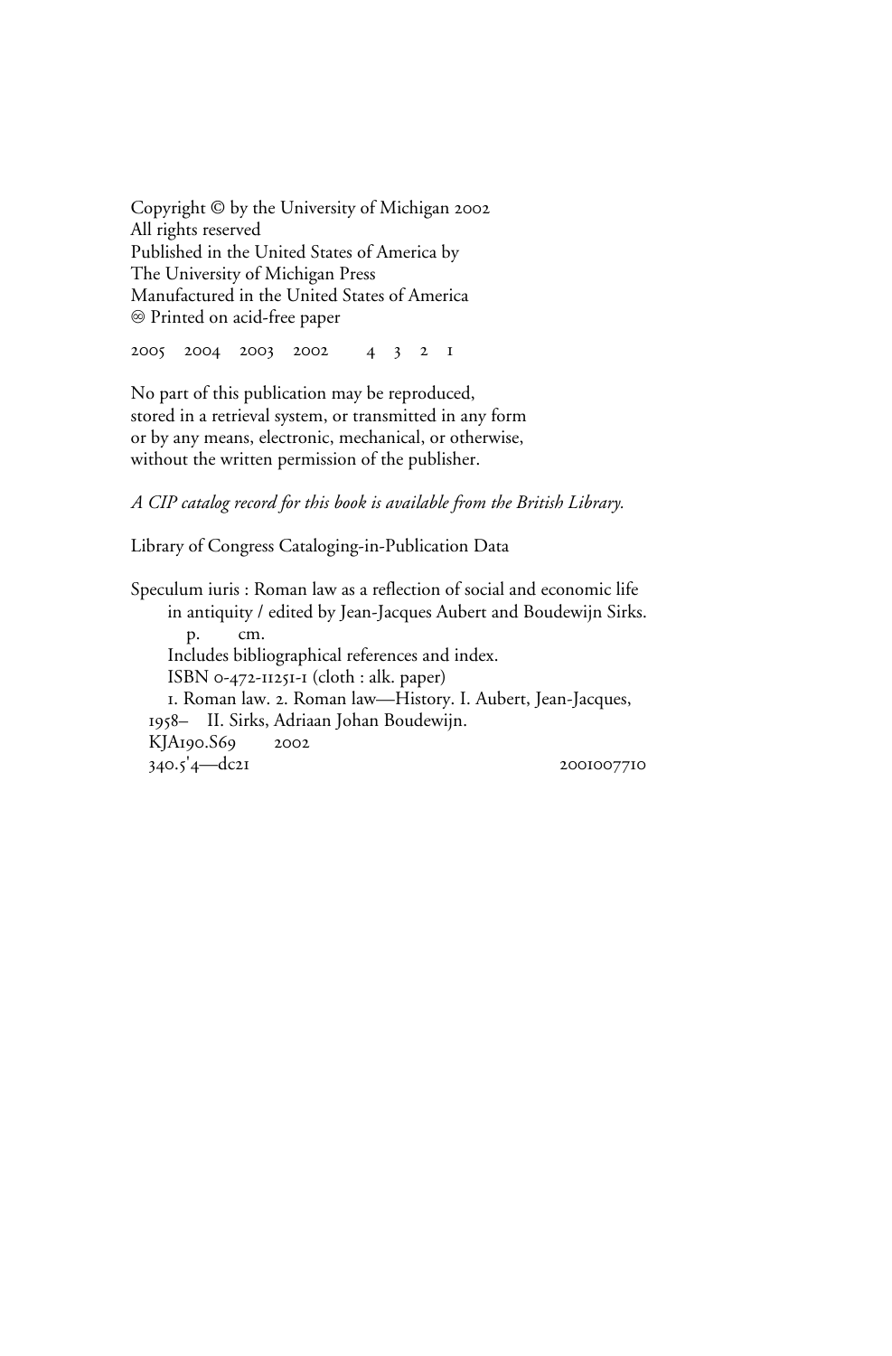Copyright © by the University of Michigan 2002
All rights reserved
Published in the United States of America by
The University of Michigan Press
Manufactured in the United States of America
♾ Printed on acid-free paper

2005 2004 2003 2002 4 3 2 1

No part of this publication may be reproduced,
stored in a retrieval system, or transmitted in any form
or by any means, electronic, mechanical, or otherwise,
without the written permission of the publisher.

*A CIP catalog record for this book is available from the British Library.*

Library of Congress Cataloging-in-Publication Data

Speculum iuris : Roman law as a reflection of social and economic life
in antiquity / edited by Jean-Jacques Aubert and Boudewijn Sirks.
p. cm.
Includes bibliographical references and index.
ISBN 0-472-11251-1 (cloth : alk. paper)
1. Roman law. 2. Roman law—History. I. Aubert, Jean-Jacques,
1958– II. Sirks, Adriaan Johan Boudewijn.
KJA190.S69 2002
340.5'4—dc21 2001007710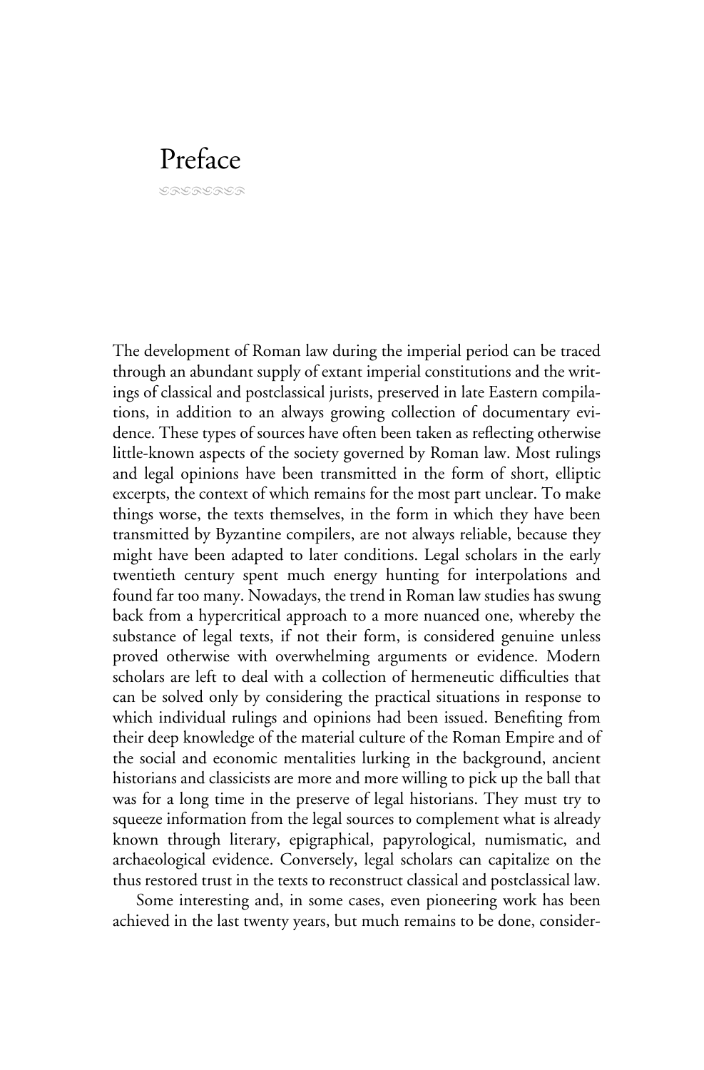# Preface

The development of Roman law during the imperial period can be traced through an abundant supply of extant imperial constitutions and the writings of classical and postclassical jurists, preserved in late Eastern compilations, in addition to an always growing collection of documentary evidence. These types of sources have often been taken as reflecting otherwise little-known aspects of the society governed by Roman law. Most rulings and legal opinions have been transmitted in the form of short, elliptic excerpts, the context of which remains for the most part unclear. To make things worse, the texts themselves, in the form in which they have been transmitted by Byzantine compilers, are not always reliable, because they might have been adapted to later conditions. Legal scholars in the early twentieth century spent much energy hunting for interpolations and found far too many. Nowadays, the trend in Roman law studies has swung back from a hypercritical approach to a more nuanced one, whereby the substance of legal texts, if not their form, is considered genuine unless proved otherwise with overwhelming arguments or evidence. Modern scholars are left to deal with a collection of hermeneutic difficulties that can be solved only by considering the practical situations in response to which individual rulings and opinions had been issued. Benefiting from their deep knowledge of the material culture of the Roman Empire and of the social and economic mentalities lurking in the background, ancient historians and classicists are more and more willing to pick up the ball that was for a long time in the preserve of legal historians. They must try to squeeze information from the legal sources to complement what is already known through literary, epigraphical, papyrological, numismatic, and archaeological evidence. Conversely, legal scholars can capitalize on the thus restored trust in the texts to reconstruct classical and postclassical law.

Some interesting and, in some cases, even pioneering work has been achieved in the last twenty years, but much remains to be done, consider-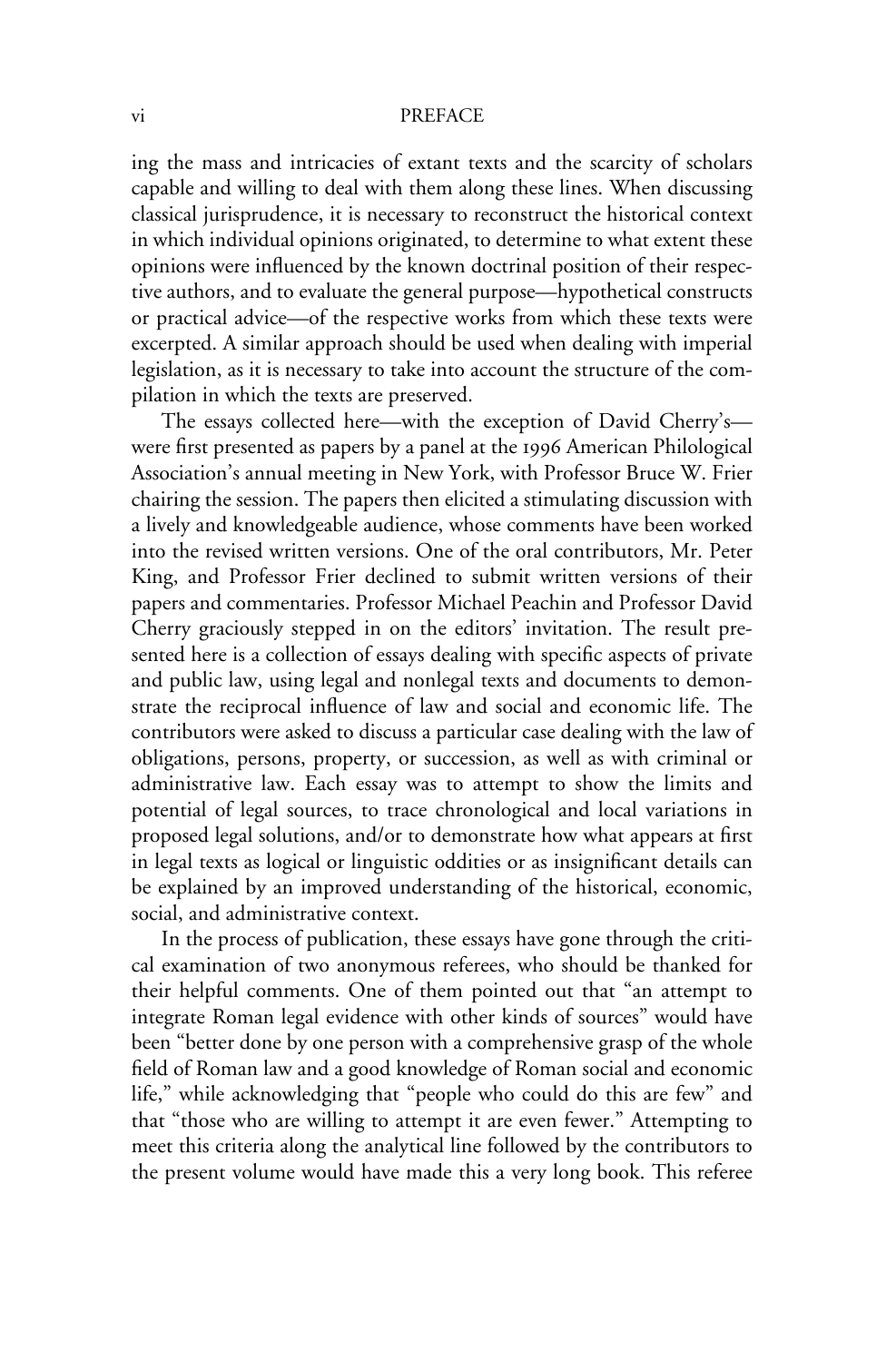ing the mass and intricacies of extant texts and the scarcity of scholars capable and willing to deal with them along these lines. When discussing classical jurisprudence, it is necessary to reconstruct the historical context in which individual opinions originated, to determine to what extent these opinions were influenced by the known doctrinal position of their respective authors, and to evaluate the general purpose—hypothetical constructs or practical advice—of the respective works from which these texts were excerpted. A similar approach should be used when dealing with imperial legislation, as it is necessary to take into account the structure of the compilation in which the texts are preserved.

The essays collected here—with the exception of David Cherry's—were first presented as papers by a panel at the 1996 American Philological Association's annual meeting in New York, with Professor Bruce W. Frier chairing the session. The papers then elicited a stimulating discussion with a lively and knowledgeable audience, whose comments have been worked into the revised written versions. One of the oral contributors, Mr. Peter King, and Professor Frier declined to submit written versions of their papers and commentaries. Professor Michael Peachin and Professor David Cherry graciously stepped in on the editors' invitation. The result presented here is a collection of essays dealing with specific aspects of private and public law, using legal and nonlegal texts and documents to demonstrate the reciprocal influence of law and social and economic life. The contributors were asked to discuss a particular case dealing with the law of obligations, persons, property, or succession, as well as with criminal or administrative law. Each essay was to attempt to show the limits and potential of legal sources, to trace chronological and local variations in proposed legal solutions, and/or to demonstrate how what appears at first in legal texts as logical or linguistic oddities or as insignificant details can be explained by an improved understanding of the historical, economic, social, and administrative context.

In the process of publication, these essays have gone through the critical examination of two anonymous referees, who should be thanked for their helpful comments. One of them pointed out that "an attempt to integrate Roman legal evidence with other kinds of sources" would have been "better done by one person with a comprehensive grasp of the whole field of Roman law and a good knowledge of Roman social and economic life," while acknowledging that "people who could do this are few" and that "those who are willing to attempt it are even fewer." Attempting to meet this criteria along the analytical line followed by the contributors to the present volume would have made this a very long book. This referee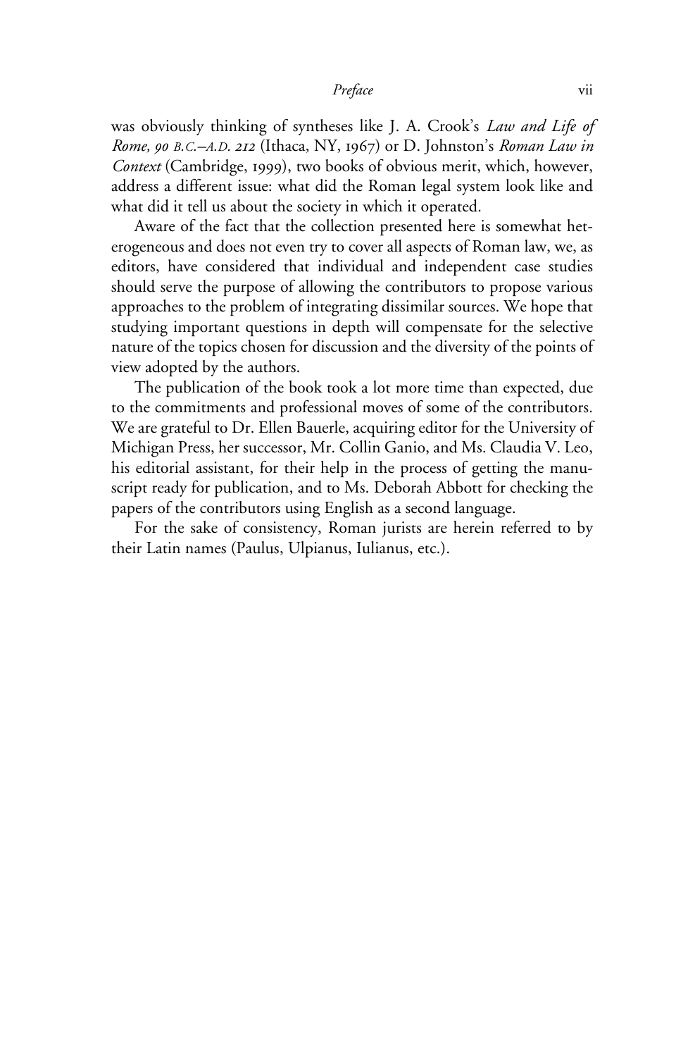was obviously thinking of syntheses like J. A. Crook's *Law and Life of Rome, 90 B.C.–A.D. 212* (Ithaca, NY, 1967) or D. Johnston's *Roman Law in Context* (Cambridge, 1999), two books of obvious merit, which, however, address a different issue: what did the Roman legal system look like and what did it tell us about the society in which it operated.

Aware of the fact that the collection presented here is somewhat heterogeneous and does not even try to cover all aspects of Roman law, we, as editors, have considered that individual and independent case studies should serve the purpose of allowing the contributors to propose various approaches to the problem of integrating dissimilar sources. We hope that studying important questions in depth will compensate for the selective nature of the topics chosen for discussion and the diversity of the points of view adopted by the authors.

The publication of the book took a lot more time than expected, due to the commitments and professional moves of some of the contributors. We are grateful to Dr. Ellen Bauerle, acquiring editor for the University of Michigan Press, her successor, Mr. Collin Ganio, and Ms. Claudia V. Leo, his editorial assistant, for their help in the process of getting the manuscript ready for publication, and to Ms. Deborah Abbott for checking the papers of the contributors using English as a second language.

For the sake of consistency, Roman jurists are herein referred to by their Latin names (Paulus, Ulpianus, Iulianus, etc.).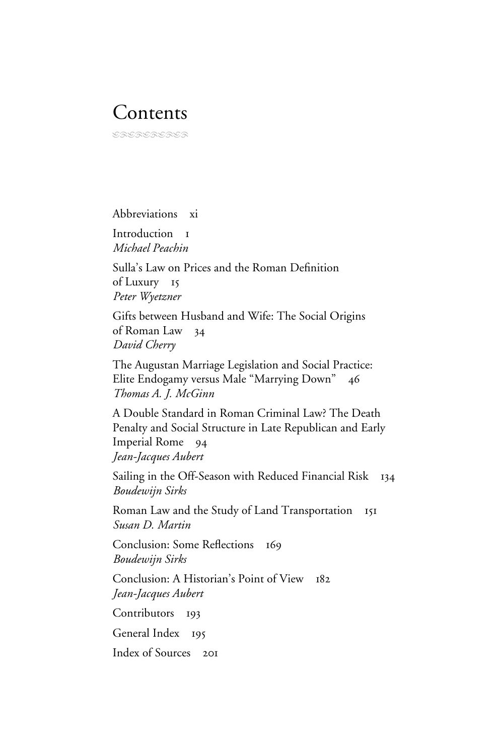# Contents

Abbreviations xi

Introduction 1
*Michael Peachin*

Sulla's Law on Prices and the Roman Definition of Luxury 15
*Peter Wyetzner*

Gifts between Husband and Wife: The Social Origins of Roman Law 34
*David Cherry*

The Augustan Marriage Legislation and Social Practice: Elite Endogamy versus Male "Marrying Down" 46
*Thomas A. J. McGinn*

A Double Standard in Roman Criminal Law? The Death Penalty and Social Structure in Late Republican and Early Imperial Rome 94
*Jean-Jacques Aubert*

Sailing in the Off-Season with Reduced Financial Risk 134
*Boudewijn Sirks*

Roman Law and the Study of Land Transportation 151
*Susan D. Martin*

Conclusion: Some Reflections 169
*Boudewijn Sirks*

Conclusion: A Historian's Point of View 182
*Jean-Jacques Aubert*

Contributors 193

General Index 195

Index of Sources 201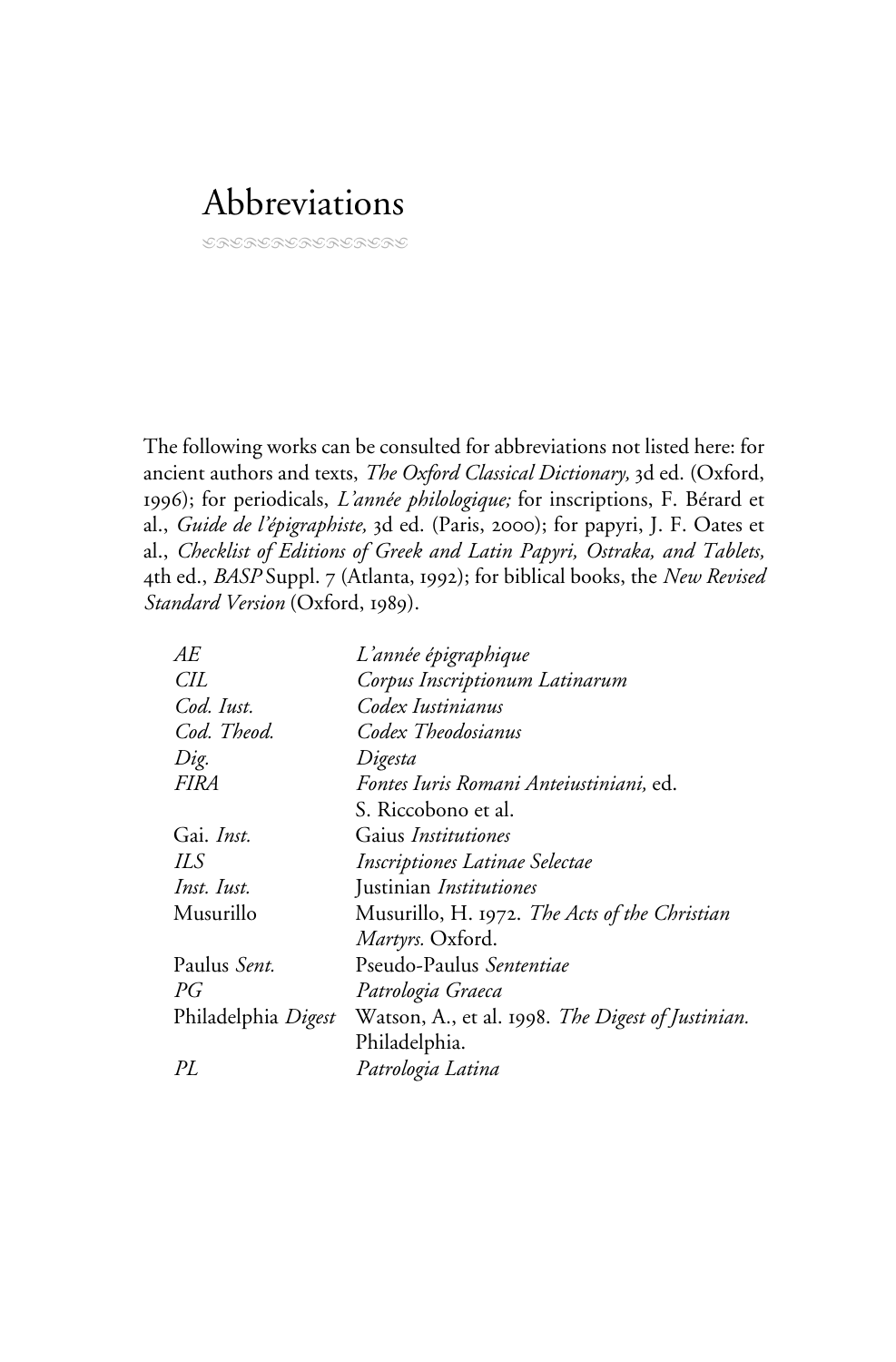# Abbreviations

The following works can be consulted for abbreviations not listed here: for ancient authors and texts, *The Oxford Classical Dictionary,* 3d ed. (Oxford, 1996); for periodicals, *L'année philologique;* for inscriptions, F. Bérard et al., *Guide de l'épigraphiste,* 3d ed. (Paris, 2000); for papyri, J. F. Oates et al., *Checklist of Editions of Greek and Latin Papyri, Ostraka, and Tablets,* 4th ed., *BASP* Suppl. 7 (Atlanta, 1992); for biblical books, the *New Revised Standard Version* (Oxford, 1989).

| | |
|---|---|
| *AE* | *L'année épigraphique* |
| *CIL* | *Corpus Inscriptionum Latinarum* |
| *Cod. Iust.* | *Codex Iustinianus* |
| *Cod. Theod.* | *Codex Theodosianus* |
| *Dig.* | *Digesta* |
| *FIRA* | *Fontes Iuris Romani Anteiustiniani,* ed. S. Riccobono et al. |
| Gai. *Inst.* | Gaius *Institutiones* |
| *ILS* | *Inscriptiones Latinae Selectae* |
| *Inst. Iust.* | Justinian *Institutiones* |
| Musurillo | Musurillo, H. 1972. *The Acts of the Christian Martyrs.* Oxford. |
| Paulus *Sent.* | Pseudo-Paulus *Sententiae* |
| *PG* | *Patrologia Graeca* |
| Philadelphia *Digest* | Watson, A., et al. 1998. *The Digest of Justinian.* Philadelphia. |
| *PL* | *Patrologia Latina* |